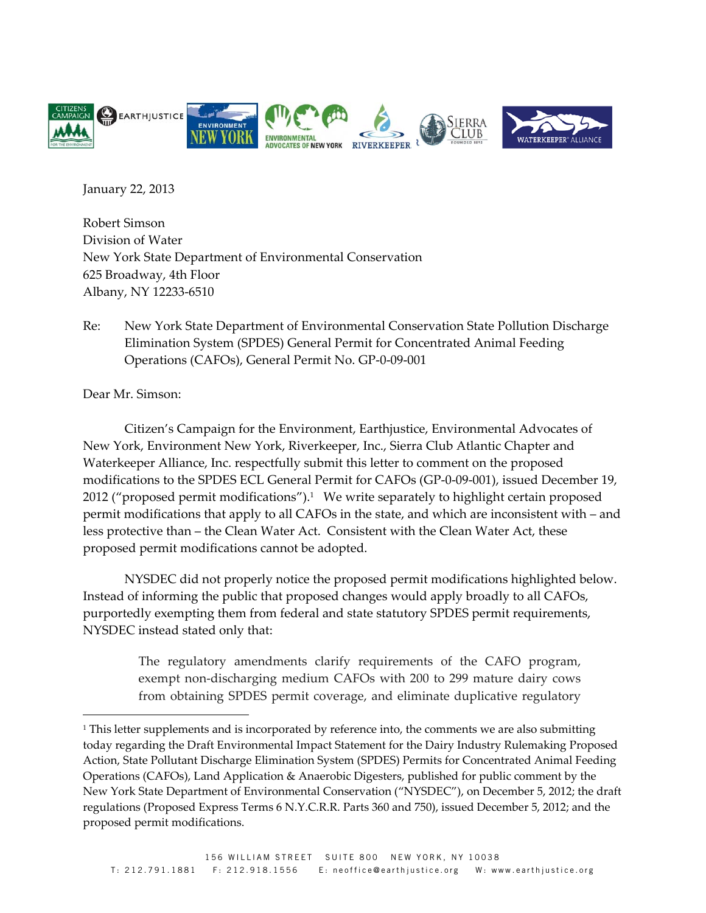January 22, 2013

Robert Simson
Division of Water
New York State Department of Environmental Conservation
625 Broadway, 4th Floor
Albany, NY 12233-6510

Re: New York State Department of Environmental Conservation State Pollution Discharge Elimination System (SPDES) General Permit for Concentrated Animal Feeding Operations (CAFOs), General Permit No. GP-0-09-001

Dear Mr. Simson:

Citizen's Campaign for the Environment, Earthjustice, Environmental Advocates of New York, Environment New York, Riverkeeper, Inc., Sierra Club Atlantic Chapter and Waterkeeper Alliance, Inc. respectfully submit this letter to comment on the proposed modifications to the SPDES ECL General Permit for CAFOs (GP-0-09-001), issued December 19, 2012 ("proposed permit modifications").[1] We write separately to highlight certain proposed permit modifications that apply to all CAFOs in the state, and which are inconsistent with – and less protective than – the Clean Water Act. Consistent with the Clean Water Act, these proposed permit modifications cannot be adopted.

NYSDEC did not properly notice the proposed permit modifications highlighted below. Instead of informing the public that proposed changes would apply broadly to all CAFOs, purportedly exempting them from federal and state statutory SPDES permit requirements, NYSDEC instead stated only that:

> The regulatory amendments clarify requirements of the CAFO program, exempt non-discharging medium CAFOs with 200 to 299 mature dairy cows from obtaining SPDES permit coverage, and eliminate duplicative regulatory

---

[1] This letter supplements and is incorporated by reference into, the comments we are also submitting today regarding the Draft Environmental Impact Statement for the Dairy Industry Rulemaking Proposed Action, State Pollutant Discharge Elimination System (SPDES) Permits for Concentrated Animal Feeding Operations (CAFOs), Land Application & Anaerobic Digesters, published for public comment by the New York State Department of Environmental Conservation ("NYSDEC"), on December 5, 2012; the draft regulations (Proposed Express Terms 6 N.Y.C.R.R. Parts 360 and 750), issued December 5, 2012; and the proposed permit modifications.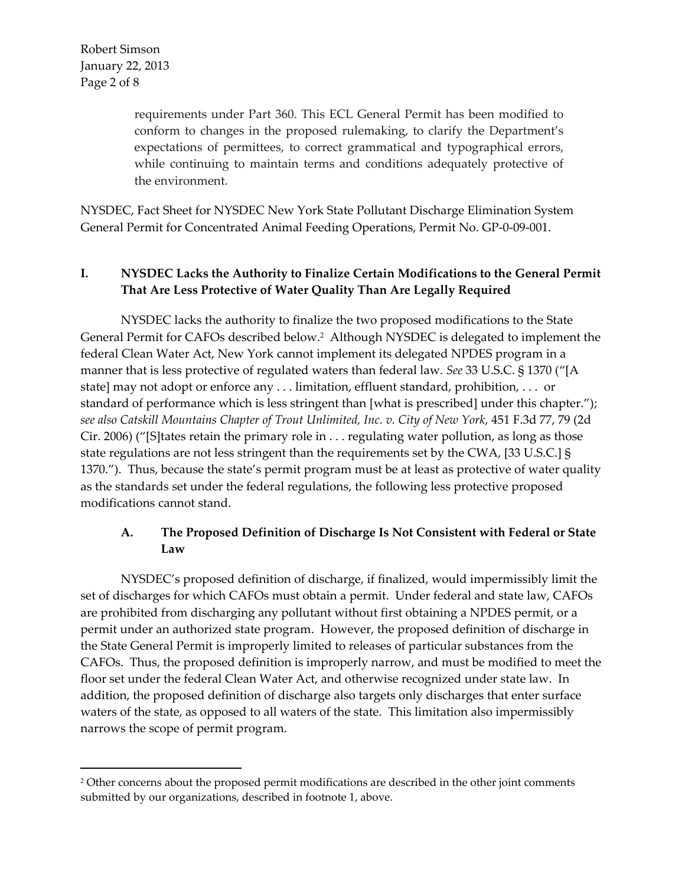> requirements under Part 360. This ECL General Permit has been modified to conform to changes in the proposed rulemaking, to clarify the Department's expectations of permittees, to correct grammatical and typographical errors, while continuing to maintain terms and conditions adequately protective of the environment.

NYSDEC, Fact Sheet for NYSDEC New York State Pollutant Discharge Elimination System General Permit for Concentrated Animal Feeding Operations, Permit No. GP-0-09-001.

## I. NYSDEC Lacks the Authority to Finalize Certain Modifications to the General Permit That Are Less Protective of Water Quality Than Are Legally Required

NYSDEC lacks the authority to finalize the two proposed modifications to the State General Permit for CAFOs described below.[2] Although NYSDEC is delegated to implement the federal Clean Water Act, New York cannot implement its delegated NPDES program in a manner that is less protective of regulated waters than federal law. *See* 33 U.S.C. § 1370 ("[A state] may not adopt or enforce any . . . limitation, effluent standard, prohibition, . . . or standard of performance which is less stringent than [what is prescribed] under this chapter."); *see also Catskill Mountains Chapter of Trout Unlimited, Inc. v. City of New York*, 451 F.3d 77, 79 (2d Cir. 2006) ("[S]tates retain the primary role in . . . regulating water pollution, as long as those state regulations are not less stringent than the requirements set by the CWA, [33 U.S.C.] § 1370."). Thus, because the state's permit program must be at least as protective of water quality as the standards set under the federal regulations, the following less protective proposed modifications cannot stand.

### A. The Proposed Definition of Discharge Is Not Consistent with Federal or State Law

NYSDEC's proposed definition of discharge, if finalized, would impermissibly limit the set of discharges for which CAFOs must obtain a permit. Under federal and state law, CAFOs are prohibited from discharging any pollutant without first obtaining a NPDES permit, or a permit under an authorized state program. However, the proposed definition of discharge in the State General Permit is improperly limited to releases of particular substances from the CAFOs. Thus, the proposed definition is improperly narrow, and must be modified to meet the floor set under the federal Clean Water Act, and otherwise recognized under state law. In addition, the proposed definition of discharge also targets only discharges that enter surface waters of the state, as opposed to all waters of the state. This limitation also impermissibly narrows the scope of permit program.

---

[2] Other concerns about the proposed permit modifications are described in the other joint comments submitted by our organizations, described in footnote 1, above.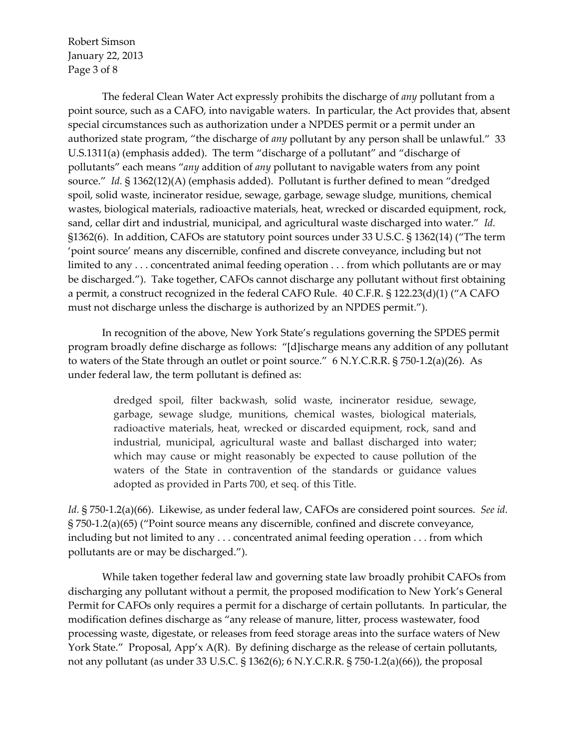The federal Clean Water Act expressly prohibits the discharge of *any* pollutant from a point source, such as a CAFO, into navigable waters. In particular, the Act provides that, absent special circumstances such as authorization under a NPDES permit or a permit under an authorized state program, "the discharge of *any* pollutant by any person shall be unlawful." 33 U.S.1311(a) (emphasis added). The term "discharge of a pollutant" and "discharge of pollutants" each means "*any* addition of *any* pollutant to navigable waters from any point source." *Id.* § 1362(12)(A) (emphasis added). Pollutant is further defined to mean "dredged spoil, solid waste, incinerator residue, sewage, garbage, sewage sludge, munitions, chemical wastes, biological materials, radioactive materials, heat, wrecked or discarded equipment, rock, sand, cellar dirt and industrial, municipal, and agricultural waste discharged into water." *Id.* §1362(6). In addition, CAFOs are statutory point sources under 33 U.S.C. § 1362(14) ("The term 'point source' means any discernible, confined and discrete conveyance, including but not limited to any . . . concentrated animal feeding operation . . . from which pollutants are or may be discharged."). Take together, CAFOs cannot discharge any pollutant without first obtaining a permit, a construct recognized in the federal CAFO Rule. 40 C.F.R. § 122.23(d)(1) ("A CAFO must not discharge unless the discharge is authorized by an NPDES permit.").

In recognition of the above, New York State's regulations governing the SPDES permit program broadly define discharge as follows: "[d]ischarge means any addition of any pollutant to waters of the State through an outlet or point source." 6 N.Y.C.R.R. § 750-1.2(a)(26). As under federal law, the term pollutant is defined as:

> dredged spoil, filter backwash, solid waste, incinerator residue, sewage, garbage, sewage sludge, munitions, chemical wastes, biological materials, radioactive materials, heat, wrecked or discarded equipment, rock, sand and industrial, municipal, agricultural waste and ballast discharged into water; which may cause or might reasonably be expected to cause pollution of the waters of the State in contravention of the standards or guidance values adopted as provided in Parts 700, et seq. of this Title.

*Id.* § 750-1.2(a)(66). Likewise, as under federal law, CAFOs are considered point sources. *See id.* § 750-1.2(a)(65) ("Point source means any discernible, confined and discrete conveyance, including but not limited to any . . . concentrated animal feeding operation . . . from which pollutants are or may be discharged.").

While taken together federal law and governing state law broadly prohibit CAFOs from discharging any pollutant without a permit, the proposed modification to New York's General Permit for CAFOs only requires a permit for a discharge of certain pollutants. In particular, the modification defines discharge as "any release of manure, litter, process wastewater, food processing waste, digestate, or releases from feed storage areas into the surface waters of New York State." Proposal, App'x A(R). By defining discharge as the release of certain pollutants, not any pollutant (as under 33 U.S.C. § 1362(6); 6 N.Y.C.R.R. § 750-1.2(a)(66)), the proposal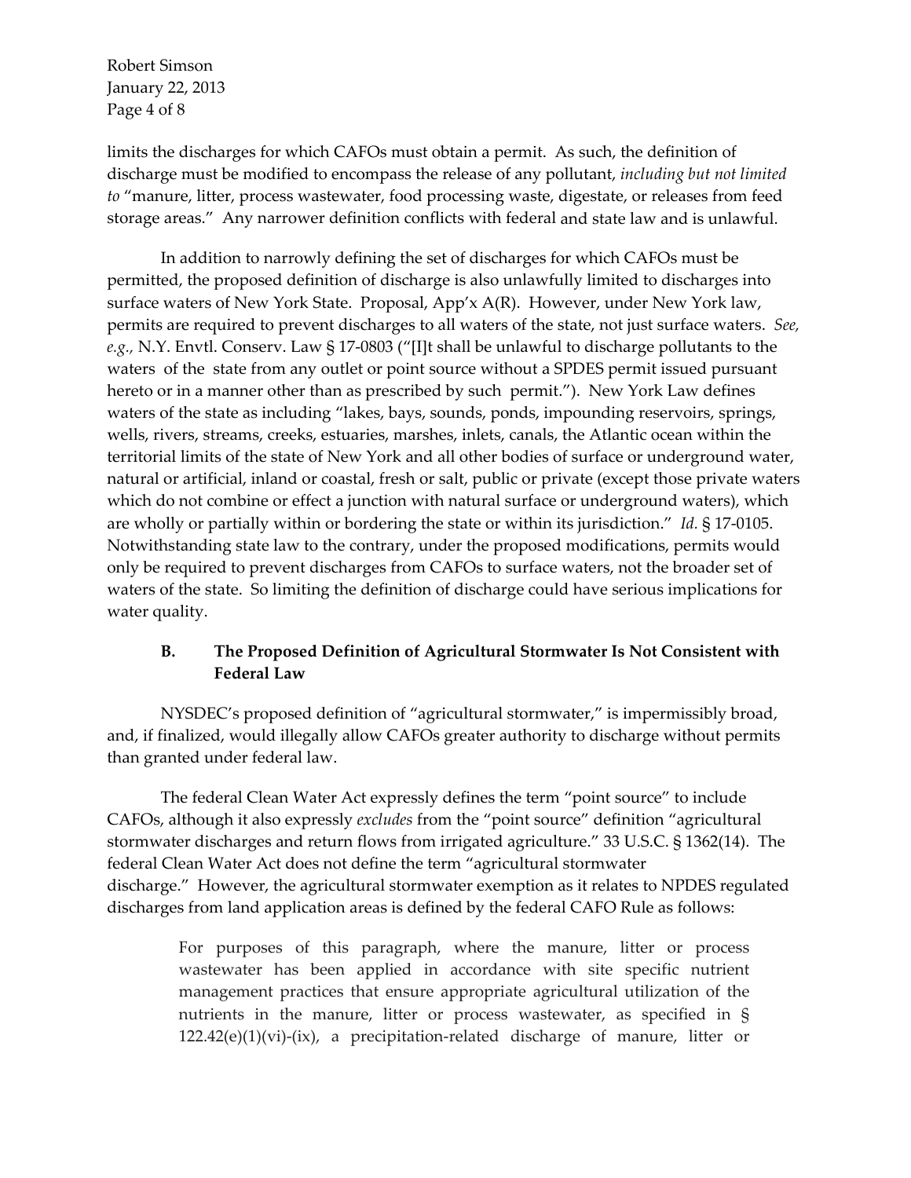limits the discharges for which CAFOs must obtain a permit. As such, the definition of discharge must be modified to encompass the release of any pollutant, *including but not limited to* "manure, litter, process wastewater, food processing waste, digestate, or releases from feed storage areas." Any narrower definition conflicts with federal and state law and is unlawful.

In addition to narrowly defining the set of discharges for which CAFOs must be permitted, the proposed definition of discharge is also unlawfully limited to discharges into surface waters of New York State. Proposal, App'x A(R). However, under New York law, permits are required to prevent discharges to all waters of the state, not just surface waters. *See, e.g.*, N.Y. Envtl. Conserv. Law § 17-0803 ("[I]t shall be unlawful to discharge pollutants to the waters of the state from any outlet or point source without a SPDES permit issued pursuant hereto or in a manner other than as prescribed by such permit."). New York Law defines waters of the state as including "lakes, bays, sounds, ponds, impounding reservoirs, springs, wells, rivers, streams, creeks, estuaries, marshes, inlets, canals, the Atlantic ocean within the territorial limits of the state of New York and all other bodies of surface or underground water, natural or artificial, inland or coastal, fresh or salt, public or private (except those private waters which do not combine or effect a junction with natural surface or underground waters), which are wholly or partially within or bordering the state or within its jurisdiction." *Id.* § 17-0105. Notwithstanding state law to the contrary, under the proposed modifications, permits would only be required to prevent discharges from CAFOs to surface waters, not the broader set of waters of the state. So limiting the definition of discharge could have serious implications for water quality.

### B. The Proposed Definition of Agricultural Stormwater Is Not Consistent with Federal Law

NYSDEC's proposed definition of "agricultural stormwater," is impermissibly broad, and, if finalized, would illegally allow CAFOs greater authority to discharge without permits than granted under federal law.

The federal Clean Water Act expressly defines the term "point source" to include CAFOs, although it also expressly *excludes* from the "point source" definition "agricultural stormwater discharges and return flows from irrigated agriculture." 33 U.S.C. § 1362(14). The federal Clean Water Act does not define the term "agricultural stormwater discharge." However, the agricultural stormwater exemption as it relates to NPDES regulated discharges from land application areas is defined by the federal CAFO Rule as follows:

> For purposes of this paragraph, where the manure, litter or process wastewater has been applied in accordance with site specific nutrient management practices that ensure appropriate agricultural utilization of the nutrients in the manure, litter or process wastewater, as specified in § 122.42(e)(1)(vi)-(ix), a precipitation-related discharge of manure, litter or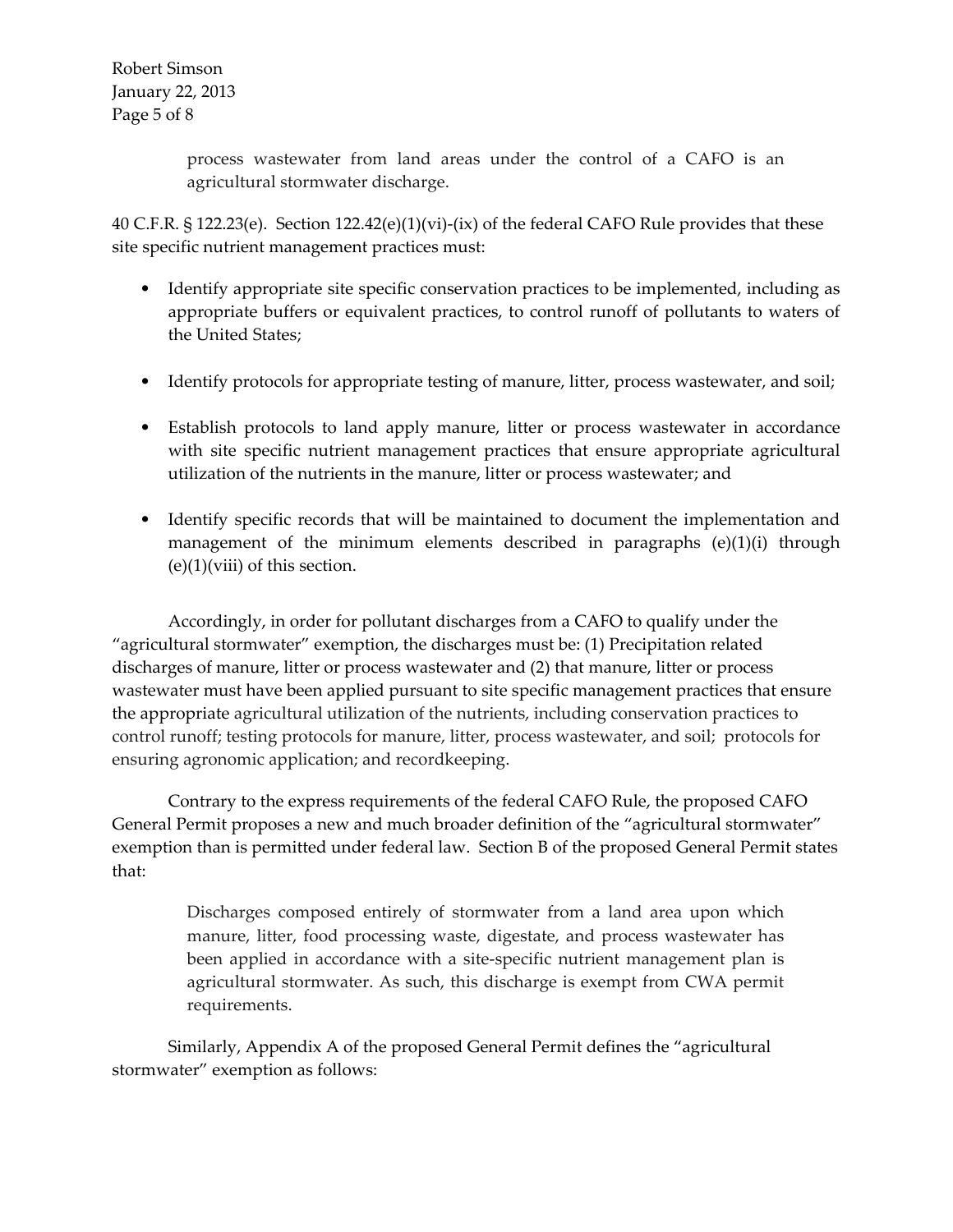> process wastewater from land areas under the control of a CAFO is an agricultural stormwater discharge.

40 C.F.R. § 122.23(e). Section 122.42(e)(1)(vi)-(ix) of the federal CAFO Rule provides that these site specific nutrient management practices must:

- Identify appropriate site specific conservation practices to be implemented, including as appropriate buffers or equivalent practices, to control runoff of pollutants to waters of the United States;
- Identify protocols for appropriate testing of manure, litter, process wastewater, and soil;
- Establish protocols to land apply manure, litter or process wastewater in accordance with site specific nutrient management practices that ensure appropriate agricultural utilization of the nutrients in the manure, litter or process wastewater; and
- Identify specific records that will be maintained to document the implementation and management of the minimum elements described in paragraphs (e)(1)(i) through (e)(1)(viii) of this section.

Accordingly, in order for pollutant discharges from a CAFO to qualify under the "agricultural stormwater" exemption, the discharges must be: (1) Precipitation related discharges of manure, litter or process wastewater and (2) that manure, litter or process wastewater must have been applied pursuant to site specific management practices that ensure the appropriate agricultural utilization of the nutrients, including conservation practices to control runoff; testing protocols for manure, litter, process wastewater, and soil; protocols for ensuring agronomic application; and recordkeeping.

Contrary to the express requirements of the federal CAFO Rule, the proposed CAFO General Permit proposes a new and much broader definition of the "agricultural stormwater" exemption than is permitted under federal law. Section B of the proposed General Permit states that:

> Discharges composed entirely of stormwater from a land area upon which manure, litter, food processing waste, digestate, and process wastewater has been applied in accordance with a site-specific nutrient management plan is agricultural stormwater. As such, this discharge is exempt from CWA permit requirements.

Similarly, Appendix A of the proposed General Permit defines the "agricultural stormwater" exemption as follows: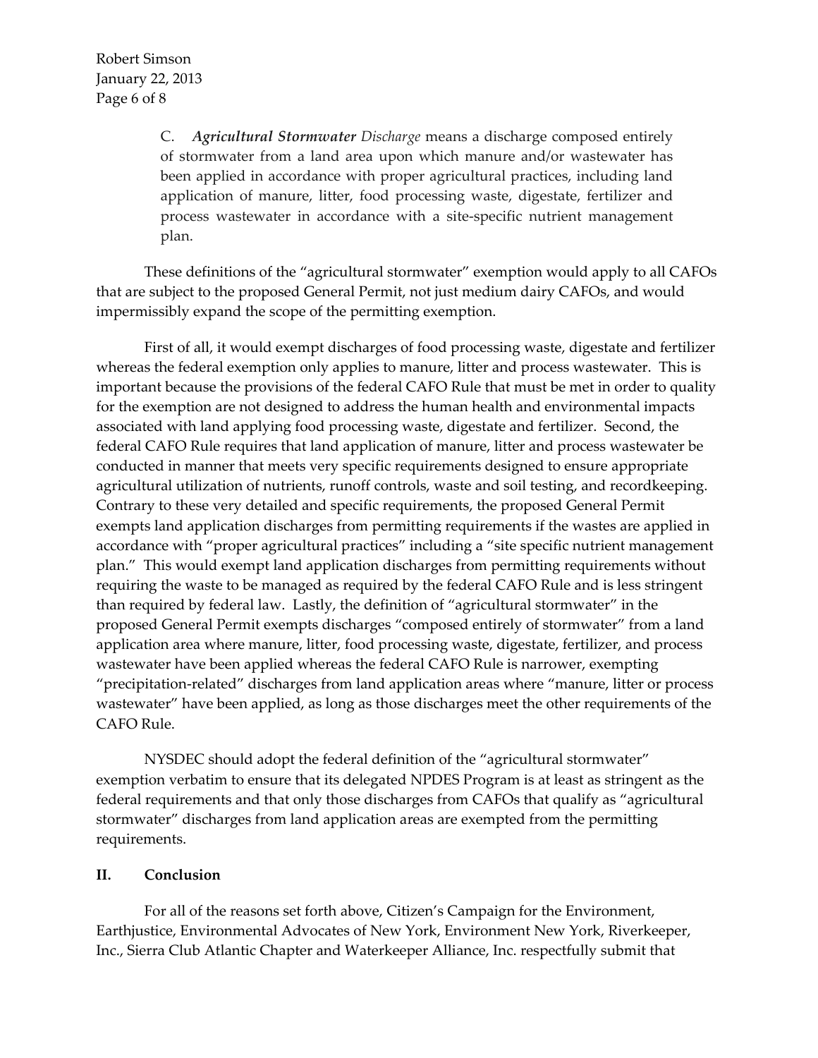> C. ***Agricultural Stormwater*** *Discharge* means a discharge composed entirely of stormwater from a land area upon which manure and/or wastewater has been applied in accordance with proper agricultural practices, including land application of manure, litter, food processing waste, digestate, fertilizer and process wastewater in accordance with a site-specific nutrient management plan.

These definitions of the "agricultural stormwater" exemption would apply to all CAFOs that are subject to the proposed General Permit, not just medium dairy CAFOs, and would impermissibly expand the scope of the permitting exemption.

First of all, it would exempt discharges of food processing waste, digestate and fertilizer whereas the federal exemption only applies to manure, litter and process wastewater. This is important because the provisions of the federal CAFO Rule that must be met in order to quality for the exemption are not designed to address the human health and environmental impacts associated with land applying food processing waste, digestate and fertilizer. Second, the federal CAFO Rule requires that land application of manure, litter and process wastewater be conducted in manner that meets very specific requirements designed to ensure appropriate agricultural utilization of nutrients, runoff controls, waste and soil testing, and recordkeeping. Contrary to these very detailed and specific requirements, the proposed General Permit exempts land application discharges from permitting requirements if the wastes are applied in accordance with "proper agricultural practices" including a "site specific nutrient management plan." This would exempt land application discharges from permitting requirements without requiring the waste to be managed as required by the federal CAFO Rule and is less stringent than required by federal law. Lastly, the definition of "agricultural stormwater" in the proposed General Permit exempts discharges "composed entirely of stormwater" from a land application area where manure, litter, food processing waste, digestate, fertilizer, and process wastewater have been applied whereas the federal CAFO Rule is narrower, exempting "precipitation-related" discharges from land application areas where "manure, litter or process wastewater" have been applied, as long as those discharges meet the other requirements of the CAFO Rule.

NYSDEC should adopt the federal definition of the "agricultural stormwater" exemption verbatim to ensure that its delegated NPDES Program is at least as stringent as the federal requirements and that only those discharges from CAFOs that qualify as "agricultural stormwater" discharges from land application areas are exempted from the permitting requirements.

## II. Conclusion

For all of the reasons set forth above, Citizen's Campaign for the Environment, Earthjustice, Environmental Advocates of New York, Environment New York, Riverkeeper, Inc., Sierra Club Atlantic Chapter and Waterkeeper Alliance, Inc. respectfully submit that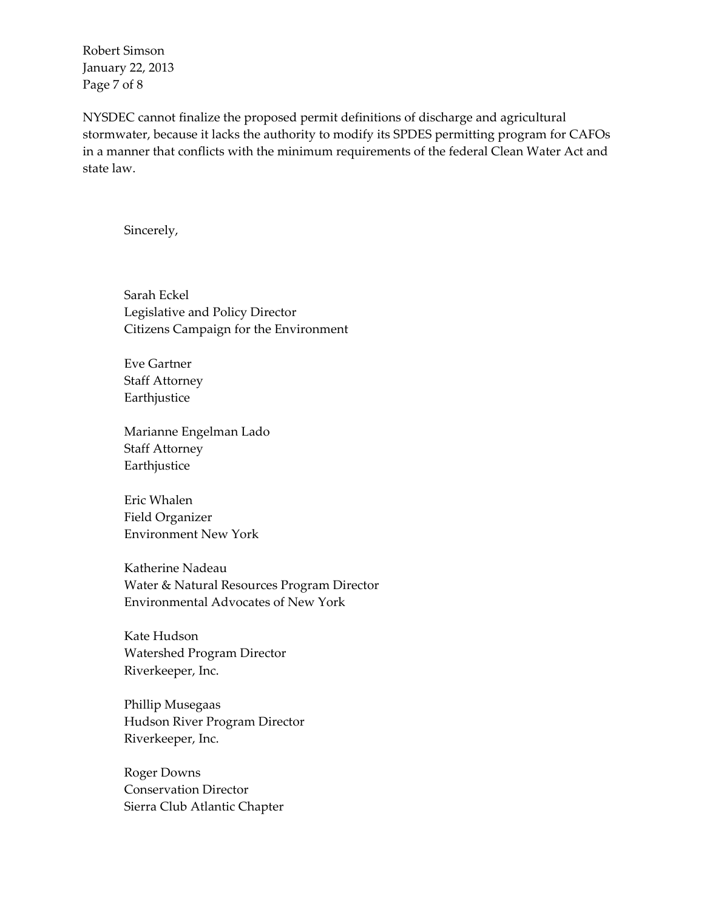NYSDEC cannot finalize the proposed permit definitions of discharge and agricultural stormwater, because it lacks the authority to modify its SPDES permitting program for CAFOs in a manner that conflicts with the minimum requirements of the federal Clean Water Act and state law.

Sincerely,

Sarah Eckel
Legislative and Policy Director
Citizens Campaign for the Environment

Eve Gartner
Staff Attorney
Earthjustice

Marianne Engelman Lado
Staff Attorney
Earthjustice

Eric Whalen
Field Organizer
Environment New York

Katherine Nadeau
Water & Natural Resources Program Director
Environmental Advocates of New York

Kate Hudson
Watershed Program Director
Riverkeeper, Inc.

Phillip Musegaas
Hudson River Program Director
Riverkeeper, Inc.

Roger Downs
Conservation Director
Sierra Club Atlantic Chapter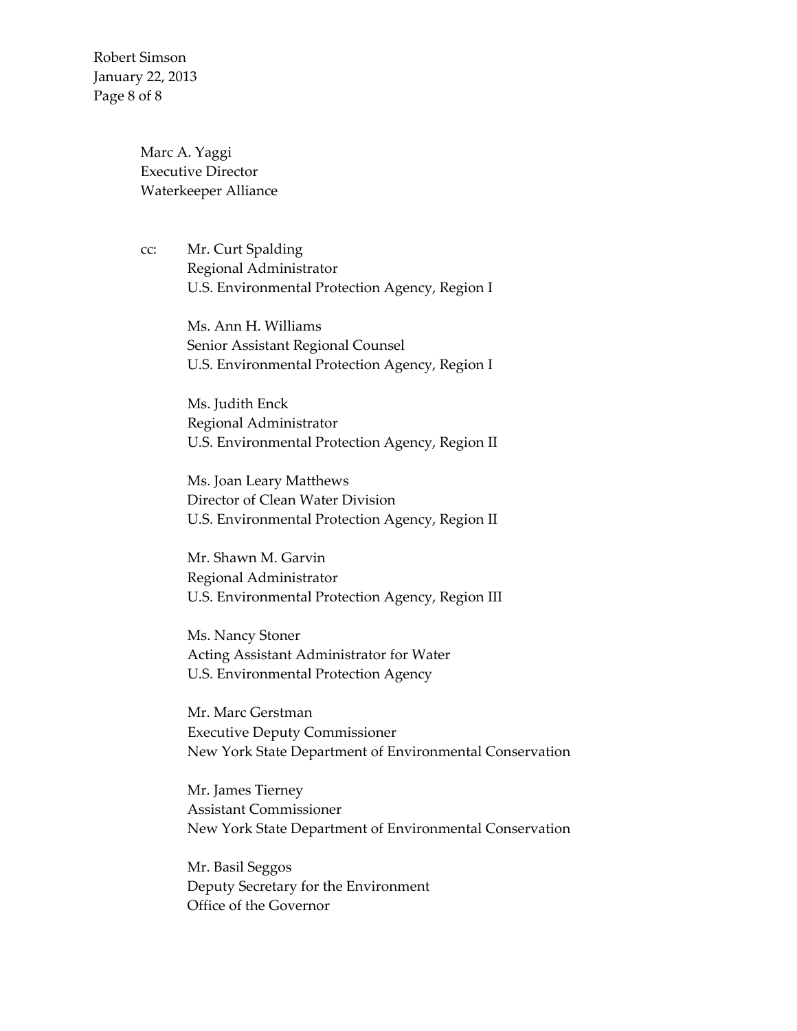Marc A. Yaggi
Executive Director
Waterkeeper Alliance

cc: Mr. Curt Spalding
Regional Administrator
U.S. Environmental Protection Agency, Region I

Ms. Ann H. Williams
Senior Assistant Regional Counsel
U.S. Environmental Protection Agency, Region I

Ms. Judith Enck
Regional Administrator
U.S. Environmental Protection Agency, Region II

Ms. Joan Leary Matthews
Director of Clean Water Division
U.S. Environmental Protection Agency, Region II

Mr. Shawn M. Garvin
Regional Administrator
U.S. Environmental Protection Agency, Region III

Ms. Nancy Stoner
Acting Assistant Administrator for Water
U.S. Environmental Protection Agency

Mr. Marc Gerstman
Executive Deputy Commissioner
New York State Department of Environmental Conservation

Mr. James Tierney
Assistant Commissioner
New York State Department of Environmental Conservation

Mr. Basil Seggos
Deputy Secretary for the Environment
Office of the Governor